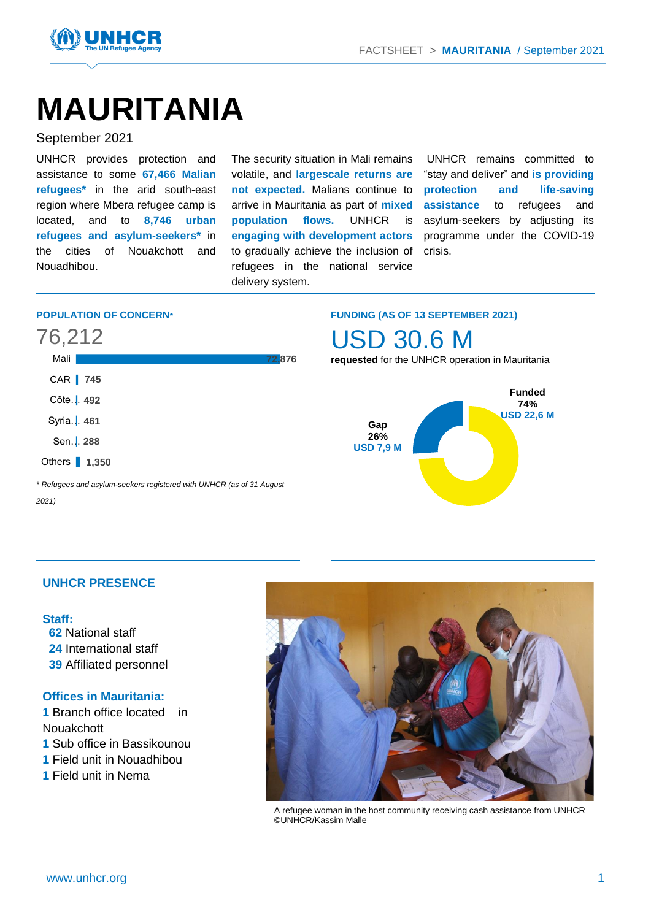# MAURITANIA

September 2021

UNHCR provides protection and assistance to some **67,466 Malian refugees*** in the arid south-east region where Mbera refugee camp is located, and to **8,746 urban refugees and asylum-seekers*** in the cities of Nouakchott and Nouadhibou.

The security situation in Mali remains volatile, and **largescale returns are not expected.** Malians continue to arrive in Mauritania as part of **mixed population flows.** UNHCR is **engaging with development actors** to gradually achieve the inclusion of refugees in the national service delivery system.

UNHCR remains committed to "stay and deliver" and **is providing protection and life-saving assistance** to refugees and asylum-seekers by adjusting its programme under the COVID-19 crisis.

## POPULATION OF CONCERN*

76,212

| Country | Population |
| --- | --- |
| Mali | 72,876 |
| CAR | 745 |
| Côte... | 492 |
| Syria... | 461 |
| Sen... | 288 |
| Others | 1,350 |

*\* Refugees and asylum-seekers registered with UNHCR (as of 31 August 2021)*

## FUNDING (AS OF 13 SEPTEMBER 2021)

USD 30.6 M

**requested** for the UNHCR operation in Mauritania

- **Funded** 74% USD 22,6 M
- **Gap** 26% USD 7,9 M

## UNHCR PRESENCE

**Staff:**

**62** National staff
**24** International staff
**39** Affiliated personnel

**Offices in Mauritania:**

**1** Branch office located in Nouakchott
**1** Sub office in Bassikounou
**1** Field unit in Nouadhibou
**1** Field unit in Nema

A refugee woman in the host community receiving cash assistance from UNHCR ©UNHCR/Kassim Malle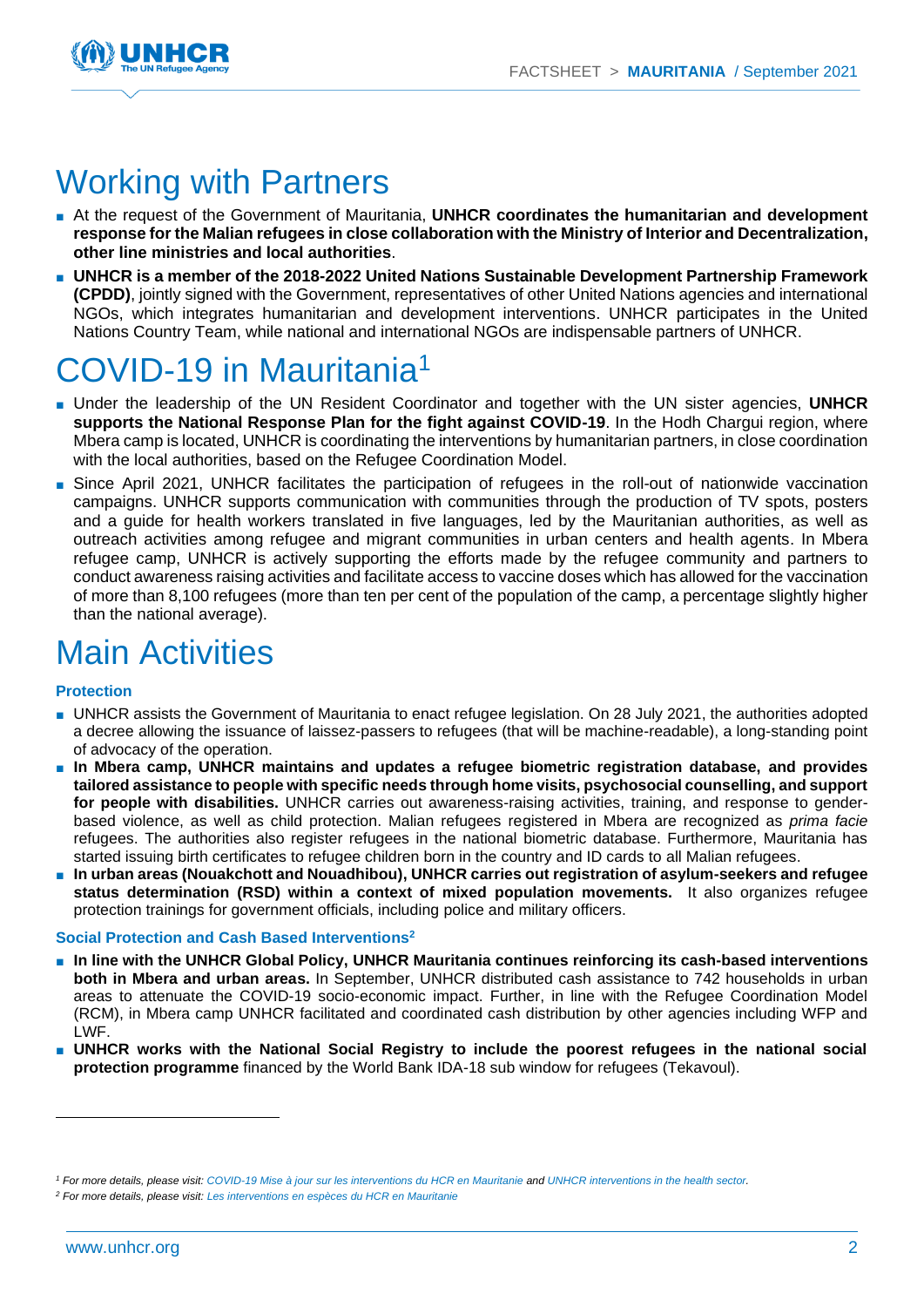# Working with Partners

- At the request of the Government of Mauritania, **UNHCR coordinates the humanitarian and development response for the Malian refugees in close collaboration with the Ministry of Interior and Decentralization, other line ministries and local authorities**.
- **UNHCR is a member of the 2018-2022 United Nations Sustainable Development Partnership Framework (CPDD)**, jointly signed with the Government, representatives of other United Nations agencies and international NGOs, which integrates humanitarian and development interventions. UNHCR participates in the United Nations Country Team, while national and international NGOs are indispensable partners of UNHCR.

# COVID-19 in Mauritania[1]

- Under the leadership of the UN Resident Coordinator and together with the UN sister agencies, **UNHCR supports the National Response Plan for the fight against COVID-19**. In the Hodh Chargui region, where Mbera camp is located, UNHCR is coordinating the interventions by humanitarian partners, in close coordination with the local authorities, based on the Refugee Coordination Model.
- Since April 2021, UNHCR facilitates the participation of refugees in the roll-out of nationwide vaccination campaigns. UNHCR supports communication with communities through the production of TV spots, posters and a guide for health workers translated in five languages, led by the Mauritanian authorities, as well as outreach activities among refugee and migrant communities in urban centers and health agents. In Mbera refugee camp, UNHCR is actively supporting the efforts made by the refugee community and partners to conduct awareness raising activities and facilitate access to vaccine doses which has allowed for the vaccination of more than 8,100 refugees (more than ten per cent of the population of the camp, a percentage slightly higher than the national average).

# Main Activities

### Protection

- UNHCR assists the Government of Mauritania to enact refugee legislation. On 28 July 2021, the authorities adopted a decree allowing the issuance of laissez-passers to refugees (that will be machine-readable), a long-standing point of advocacy of the operation.
- **In Mbera camp, UNHCR maintains and updates a refugee biometric registration database, and provides tailored assistance to people with specific needs through home visits, psychosocial counselling, and support for people with disabilities.** UNHCR carries out awareness-raising activities, training, and response to gender-based violence, as well as child protection. Malian refugees registered in Mbera are recognized as *prima facie* refugees. The authorities also register refugees in the national biometric database. Furthermore, Mauritania has started issuing birth certificates to refugee children born in the country and ID cards to all Malian refugees.
- **In urban areas (Nouakchott and Nouadhibou), UNHCR carries out registration of asylum-seekers and refugee status determination (RSD) within a context of mixed population movements.** It also organizes refugee protection trainings for government officials, including police and military officers.

### Social Protection and Cash Based Interventions[2]

- **In line with the UNHCR Global Policy, UNHCR Mauritania continues reinforcing its cash-based interventions both in Mbera and urban areas.** In September, UNHCR distributed cash assistance to 742 households in urban areas to attenuate the COVID-19 socio-economic impact. Further, in line with the Refugee Coordination Model (RCM), in Mbera camp UNHCR facilitated and coordinated cash distribution by other agencies including WFP and LWF.
- **UNHCR works with the National Social Registry to include the poorest refugees in the national social protection programme** financed by the World Bank IDA-18 sub window for refugees (Tekavoul).

---

*[1] For more details, please visit: COVID-19 Mise à jour sur les interventions du HCR en Mauritanie and UNHCR interventions in the health sector.*

*[2] For more details, please visit: Les interventions en espèces du HCR en Mauritanie*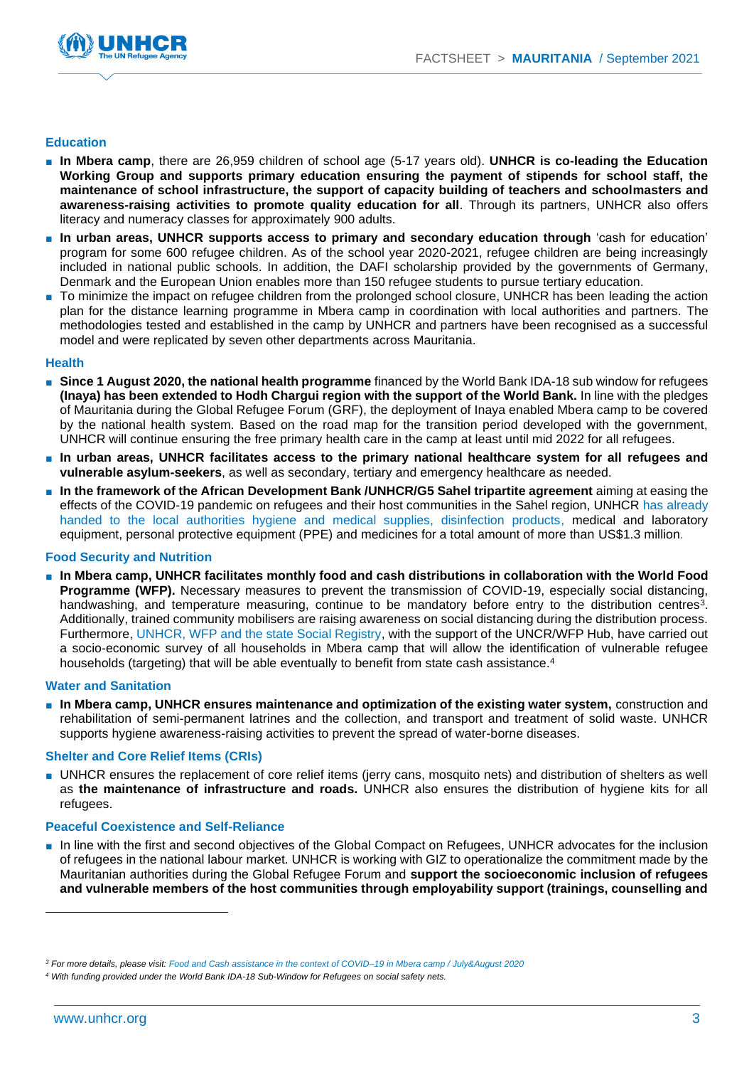## Education

- **In Mbera camp**, there are 26,959 children of school age (5-17 years old). **UNHCR is co-leading the Education Working Group and supports primary education ensuring the payment of stipends for school staff, the maintenance of school infrastructure, the support of capacity building of teachers and schoolmasters and awareness-raising activities to promote quality education for all**. Through its partners, UNHCR also offers literacy and numeracy classes for approximately 900 adults.
- **In urban areas, UNHCR supports access to primary and secondary education through** 'cash for education' program for some 600 refugee children. As of the school year 2020-2021, refugee children are being increasingly included in national public schools. In addition, the DAFI scholarship provided by the governments of Germany, Denmark and the European Union enables more than 150 refugee students to pursue tertiary education.
- To minimize the impact on refugee children from the prolonged school closure, UNHCR has been leading the action plan for the distance learning programme in Mbera camp in coordination with local authorities and partners. The methodologies tested and established in the camp by UNHCR and partners have been recognised as a successful model and were replicated by seven other departments across Mauritania.

## Health

- **Since 1 August 2020, the national health programme** financed by the World Bank IDA-18 sub window for refugees **(Inaya) has been extended to Hodh Chargui region with the support of the World Bank.** In line with the pledges of Mauritania during the Global Refugee Forum (GRF), the deployment of Inaya enabled Mbera camp to be covered by the national health system. Based on the road map for the transition period developed with the government, UNHCR will continue ensuring the free primary health care in the camp at least until mid 2022 for all refugees.
- **In urban areas, UNHCR facilitates access to the primary national healthcare system for all refugees and vulnerable asylum-seekers**, as well as secondary, tertiary and emergency healthcare as needed.
- **In the framework of the African Development Bank /UNHCR/G5 Sahel tripartite agreement** aiming at easing the effects of the COVID-19 pandemic on refugees and their host communities in the Sahel region, UNHCR has already handed to the local authorities hygiene and medical supplies, disinfection products, medical and laboratory equipment, personal protective equipment (PPE) and medicines for a total amount of more than US$1.3 million.

## Food Security and Nutrition

- **In Mbera camp, UNHCR facilitates monthly food and cash distributions in collaboration with the World Food Programme (WFP).** Necessary measures to prevent the transmission of COVID-19, especially social distancing, handwashing, and temperature measuring, continue to be mandatory before entry to the distribution centres[3]. Additionally, trained community mobilisers are raising awareness on social distancing during the distribution process. Furthermore, UNHCR, WFP and the state Social Registry, with the support of the UNCR/WFP Hub, have carried out a socio-economic survey of all households in Mbera camp that will allow the identification of vulnerable refugee households (targeting) that will be able eventually to benefit from state cash assistance.[4]

## Water and Sanitation

- **In Mbera camp, UNHCR ensures maintenance and optimization of the existing water system,** construction and rehabilitation of semi-permanent latrines and the collection, and transport and treatment of solid waste. UNHCR supports hygiene awareness-raising activities to prevent the spread of water-borne diseases.

## Shelter and Core Relief Items (CRIs)

- UNHCR ensures the replacement of core relief items (jerry cans, mosquito nets) and distribution of shelters as well as **the maintenance of infrastructure and roads.** UNHCR also ensures the distribution of hygiene kits for all refugees.

## Peaceful Coexistence and Self-Reliance

- In line with the first and second objectives of the Global Compact on Refugees, UNHCR advocates for the inclusion of refugees in the national labour market. UNHCR is working with GIZ to operationalize the commitment made by the Mauritanian authorities during the Global Refugee Forum and **support the socioeconomic inclusion of refugees and vulnerable members of the host communities through employability support (trainings, counselling and**

---

[3] *For more details, please visit: Food and Cash assistance in the context of COVID–19 in Mbera camp / July&August 2020*

[4] *With funding provided under the World Bank IDA-18 Sub-Window for Refugees on social safety nets.*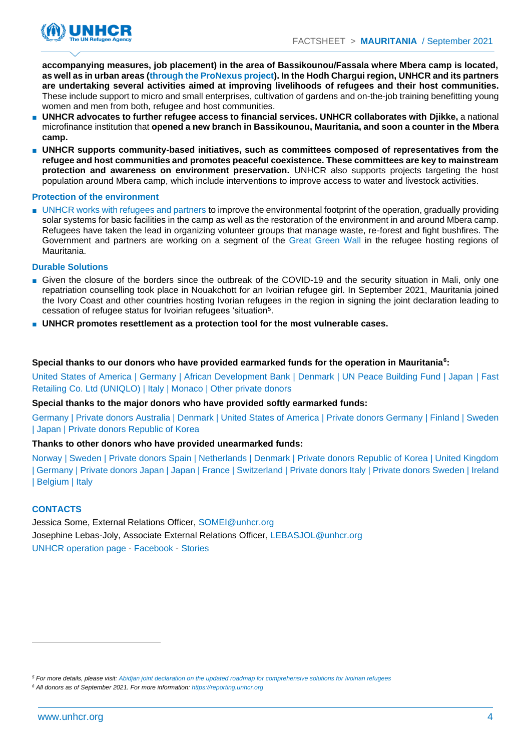**accompanying measures, job placement) in the area of Bassikounou/Fassala where Mbera camp is located, as well as in urban areas (through the ProNexus project). In the Hodh Chargui region, UNHCR and its partners are undertaking several activities aimed at improving livelihoods of refugees and their host communities.** These include support to micro and small enterprises, cultivation of gardens and on-the-job training benefitting young women and men from both, refugee and host communities.

- **UNHCR advocates to further refugee access to financial services. UNHCR collaborates with Djikke,** a national microfinance institution that **opened a new branch in Bassikounou, Mauritania, and soon a counter in the Mbera camp.**
- **UNHCR supports community-based initiatives, such as committees composed of representatives from the refugee and host communities and promotes peaceful coexistence. These committees are key to mainstream protection and awareness on environment preservation.** UNHCR also supports projects targeting the host population around Mbera camp, which include interventions to improve access to water and livestock activities.

### Protection of the environment

- UNHCR works with refugees and partners to improve the environmental footprint of the operation, gradually providing solar systems for basic facilities in the camp as well as the restoration of the environment in and around Mbera camp. Refugees have taken the lead in organizing volunteer groups that manage waste, re-forest and fight bushfires. The Government and partners are working on a segment of the Great Green Wall in the refugee hosting regions of Mauritania.

### Durable Solutions

- Given the closure of the borders since the outbreak of the COVID-19 and the security situation in Mali, only one repatriation counselling took place in Nouakchott for an Ivoirian refugee girl. In September 2021, Mauritania joined the Ivory Coast and other countries hosting Ivorian refugees in the region in signing the joint declaration leading to cessation of refugee status for Ivoirian refugees 'situation[5].
- **UNHCR promotes resettlement as a protection tool for the most vulnerable cases.**

**Special thanks to our donors who have provided earmarked funds for the operation in Mauritania[6]:**

United States of America | Germany | African Development Bank | Denmark | UN Peace Building Fund | Japan | Fast Retailing Co. Ltd (UNIQLO) | Italy | Monaco | Other private donors

**Special thanks to the major donors who have provided softly earmarked funds:**

Germany | Private donors Australia | Denmark | United States of America | Private donors Germany | Finland | Sweden | Japan | Private donors Republic of Korea

**Thanks to other donors who have provided unearmarked funds:**

Norway | Sweden | Private donors Spain | Netherlands | Denmark | Private donors Republic of Korea | United Kingdom | Germany | Private donors Japan | Japan | France | Switzerland | Private donors Italy | Private donors Sweden | Ireland | Belgium | Italy

### CONTACTS

Jessica Some, External Relations Officer, SOMEI@unhcr.org

Josephine Lebas-Joly, Associate External Relations Officer, LEBASJOL@unhcr.org

UNHCR operation page - Facebook - Stories

---

[5] *For more details, please visit: Abidjan joint declaration on the updated roadmap for comprehensive solutions for Ivoirian refugees*

[6] *All donors as of September 2021. For more information: https://reporting.unhcr.org*